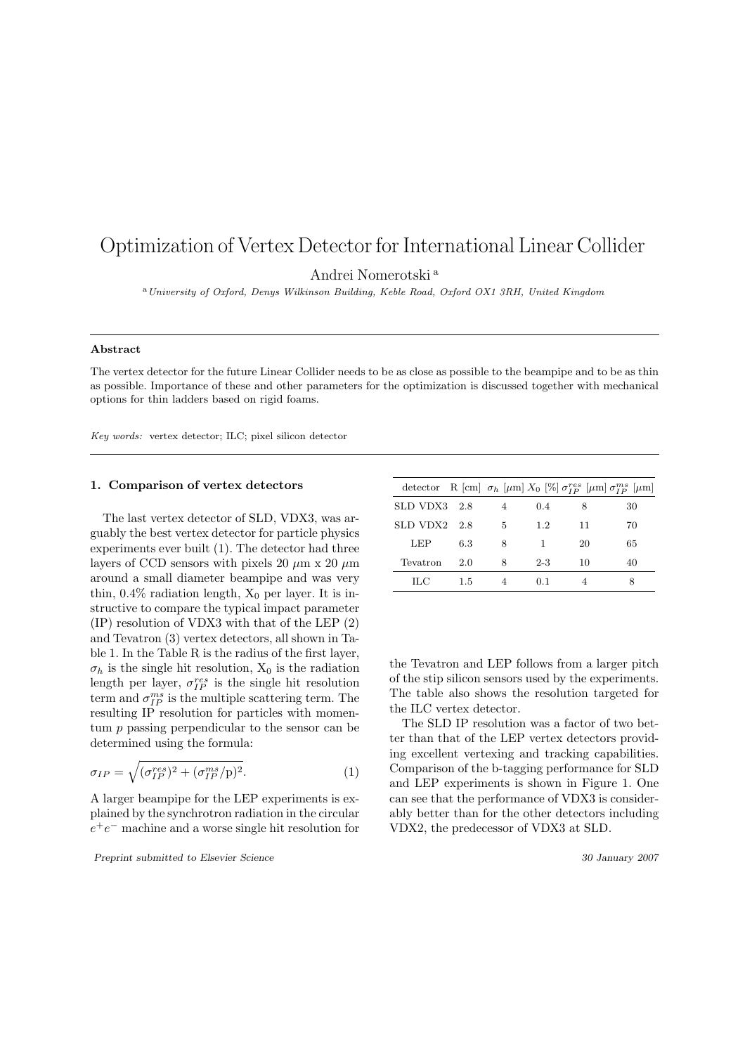# Optimization of Vertex Detector for International Linear Collider

Andrei Nomerotski [a]

[a] *University of Oxford, Denys Wilkinson Building, Keble Road, Oxford OX1 3RH, United Kingdom*

---

**Abstract**

The vertex detector for the future Linear Collider needs to be as close as possible to the beampipe and to be as thin as possible. Importance of these and other parameters for the optimization is discussed together with mechanical options for thin ladders based on rigid foams.

*Key words:* vertex detector; ILC; pixel silicon detector

---

## 1. Comparison of vertex detectors

The last vertex detector of SLD, VDX3, was arguably the best vertex detector for particle physics experiments ever built (1). The detector had three layers of CCD sensors with pixels 20 $\mu$m x 20 $\mu$m around a small diameter beampipe and was very thin, 0.4% radiation length, $X_0$ per layer. It is instructive to compare the typical impact parameter (IP) resolution of VDX3 with that of the LEP (2) and Tevatron (3) vertex detectors, all shown in Table 1. In the Table R is the radius of the first layer, $\sigma_h$ is the single hit resolution, $X_0$ is the radiation length per layer, $\sigma_{IP}^{res}$ is the single hit resolution term and $\sigma_{IP}^{ms}$ is the multiple scattering term. The resulting IP resolution for particles with momentum $p$ passing perpendicular to the sensor can be determined using the formula:

$$\sigma_{IP} = \sqrt{(\sigma_{IP}^{res})^2 + (\sigma_{IP}^{ms}/\mathrm{p})^2}. \quad (1)$$

A larger beampipe for the LEP experiments is explained by the synchrotron radiation in the circular $e^+e^-$ machine and a worse single hit resolution for the Tevatron and LEP follows from a larger pitch of the stip silicon sensors used by the experiments. The table also shows the resolution targeted for the ILC vertex detector.

| detector | R [cm] | $\sigma_h$ [$\mu$m] | $X_0$ [%] | $\sigma_{IP}^{res}$ [$\mu$m] | $\sigma_{IP}^{ms}$ [$\mu$m] |
|---|---|---|---|---|---|
| SLD VDX3 | 2.8 | 4 | 0.4 | 8 | 30 |
| SLD VDX2 | 2.8 | 5 | 1.2 | 11 | 70 |
| LEP | 6.3 | 8 | 1 | 20 | 65 |
| Tevatron | 2.0 | 8 | 2-3 | 10 | 40 |
| ILC | 1.5 | 4 | 0.1 | 4 | 8 |

The SLD IP resolution was a factor of two better than that of the LEP vertex detectors providing excellent vertexing and tracking capabilities. Comparison of the b-tagging performance for SLD and LEP experiments is shown in Figure 1. One can see that the performance of VDX3 is considerably better than for the other detectors including VDX2, the predecessor of VDX3 at SLD.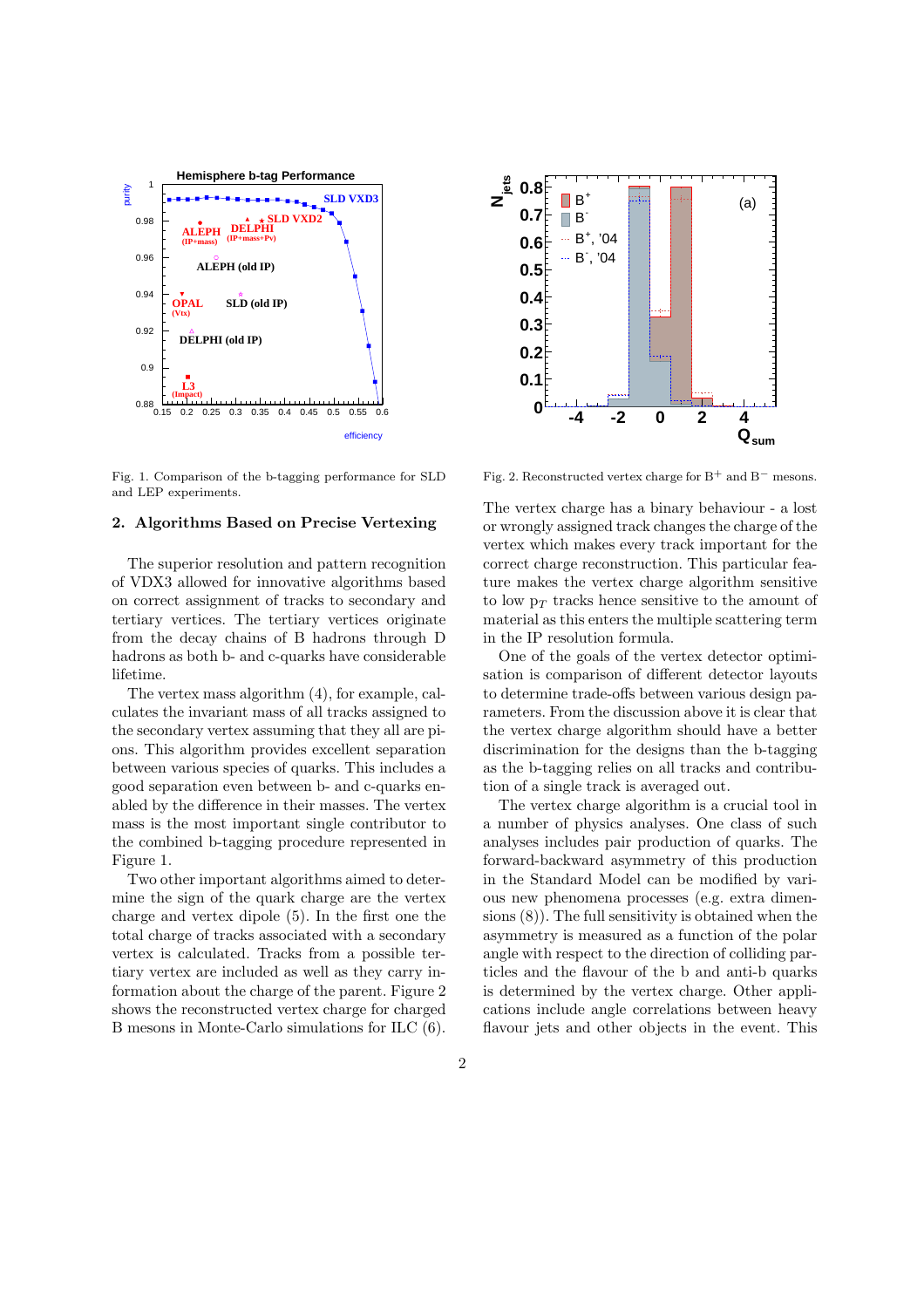Fig. 1. Comparison of the b-tagging performance for SLD and LEP experiments.

Fig. 2. Reconstructed vertex charge for $B^+$ and $B^-$ mesons.

## 2. Algorithms Based on Precise Vertexing

The superior resolution and pattern recognition of VDX3 allowed for innovative algorithms based on correct assignment of tracks to secondary and tertiary vertices. The tertiary vertices originate from the decay chains of B hadrons through D hadrons as both b- and c-quarks have considerable lifetime.

The vertex mass algorithm (4), for example, calculates the invariant mass of all tracks assigned to the secondary vertex assuming that they all are pions. This algorithm provides excellent separation between various species of quarks. This includes a good separation even between b- and c-quarks enabled by the difference in their masses. The vertex mass is the most important single contributor to the combined b-tagging procedure represented in Figure 1.

Two other important algorithms aimed to determine the sign of the quark charge are the vertex charge and vertex dipole (5). In the first one the total charge of tracks associated with a secondary vertex is calculated. Tracks from a possible tertiary vertex are included as well as they carry information about the charge of the parent. Figure 2 shows the reconstructed vertex charge for charged B mesons in Monte-Carlo simulations for ILC (6).

The vertex charge has a binary behaviour - a lost or wrongly assigned track changes the charge of the vertex which makes every track important for the correct charge reconstruction. This particular feature makes the vertex charge algorithm sensitive to low $p_T$ tracks hence sensitive to the amount of material as this enters the multiple scattering term in the IP resolution formula.

One of the goals of the vertex detector optimisation is comparison of different detector layouts to determine trade-offs between various design parameters. From the discussion above it is clear that the vertex charge algorithm should have a better discrimination for the designs than the b-tagging as the b-tagging relies on all tracks and contribution of a single track is averaged out.

The vertex charge algorithm is a crucial tool in a number of physics analyses. One class of such analyses includes pair production of quarks. The forward-backward asymmetry of this production in the Standard Model can be modified by various new phenomena processes (e.g. extra dimensions (8)). The full sensitivity is obtained when the asymmetry is measured as a function of the polar angle with respect to the direction of colliding particles and the flavour of the b and anti-b quarks is determined by the vertex charge. Other applications include angle correlations between heavy flavour jets and other objects in the event. This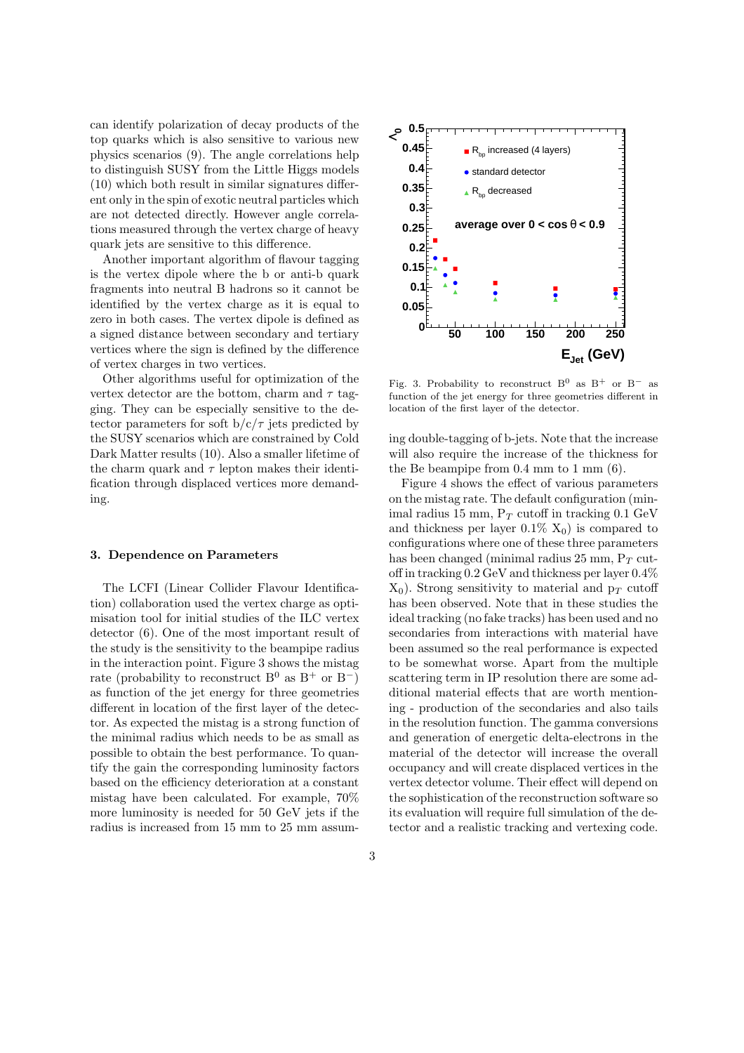can identify polarization of decay products of the top quarks which is also sensitive to various new physics scenarios (9). The angle correlations help to distinguish SUSY from the Little Higgs models (10) which both result in similar signatures different only in the spin of exotic neutral particles which are not detected directly. However angle correlations measured through the vertex charge of heavy quark jets are sensitive to this difference.

Another important algorithm of flavour tagging is the vertex dipole where the b or anti-b quark fragments into neutral B hadrons so it cannot be identified by the vertex charge as it is equal to zero in both cases. The vertex dipole is defined as a signed distance between secondary and tertiary vertices where the sign is defined by the difference of vertex charges in two vertices.

Other algorithms useful for optimization of the vertex detector are the bottom, charm and $\tau$ tagging. They can be especially sensitive to the detector parameters for soft b/c/$\tau$ jets predicted by the SUSY scenarios which are constrained by Cold Dark Matter results (10). Also a smaller lifetime of the charm quark and $\tau$ lepton makes their identification through displaced vertices more demanding.

## 3. Dependence on Parameters

The LCFI (Linear Collider Flavour Identification) collaboration used the vertex charge as optimisation tool for initial studies of the ILC vertex detector (6). One of the most important result of the study is the sensitivity to the beampipe radius in the interaction point. Figure 3 shows the mistag rate (probability to reconstruct $B^0$ as $B^+$ or $B^-$) as function of the jet energy for three geometries different in location of the first layer of the detector. As expected the mistag is a strong function of the minimal radius which needs to be as small as possible to obtain the best performance. To quantify the gain the corresponding luminosity factors based on the efficiency deterioration at a constant mistag have been calculated. For example, 70% more luminosity is needed for 50 GeV jets if the radius is increased from 15 mm to 25 mm assuming double-tagging of b-jets. Note that the increase will also require the increase of the thickness for the Be beampipe from 0.4 mm to 1 mm (6).

Fig. 3. Probability to reconstruct $B^0$ as $B^+$ or $B^-$ as function of the jet energy for three geometries different in location of the first layer of the detector.

Figure 4 shows the effect of various parameters on the mistag rate. The default configuration (minimal radius 15 mm, $P_T$ cutoff in tracking 0.1 GeV and thickness per layer 0.1% $X_0$) is compared to configurations where one of these three parameters has been changed (minimal radius 25 mm, $P_T$ cutoff in tracking 0.2 GeV and thickness per layer 0.4% $X_0$). Strong sensitivity to material and $p_T$ cutoff has been observed. Note that in these studies the ideal tracking (no fake tracks) has been used and no secondaries from interactions with material have been assumed so the real performance is expected to be somewhat worse. Apart from the multiple scattering term in IP resolution there are some additional material effects that are worth mentioning - production of the secondaries and also tails in the resolution function. The gamma conversions and generation of energetic delta-electrons in the material of the detector will increase the overall occupancy and will create displaced vertices in the vertex detector volume. Their effect will depend on the sophistication of the reconstruction software so its evaluation will require full simulation of the detector and a realistic tracking and vertexing code.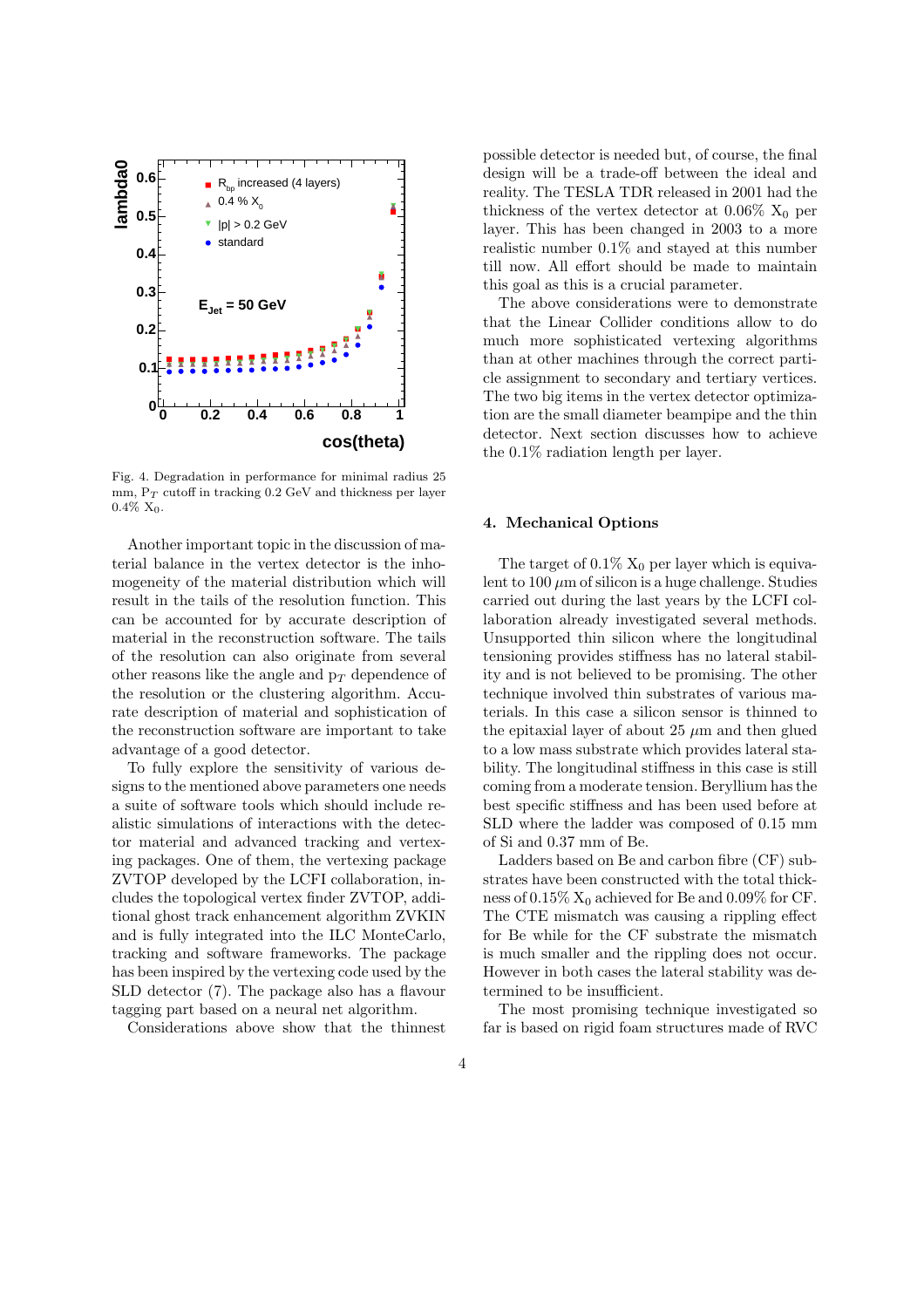Fig. 4. Degradation in performance for minimal radius 25 mm, $P_T$ cutoff in tracking 0.2 GeV and thickness per layer 0.4% $X_0$.

Another important topic in the discussion of material balance in the vertex detector is the inhomogeneity of the material distribution which will result in the tails of the resolution function. This can be accounted for by accurate description of material in the reconstruction software. The tails of the resolution can also originate from several other reasons like the angle and $p_T$ dependence of the resolution or the clustering algorithm. Accurate description of material and sophistication of the reconstruction software are important to take advantage of a good detector.

To fully explore the sensitivity of various designs to the mentioned above parameters one needs a suite of software tools which should include realistic simulations of interactions with the detector material and advanced tracking and vertexing packages. One of them, the vertexing package ZVTOP developed by the LCFI collaboration, includes the topological vertex finder ZVTOP, additional ghost track enhancement algorithm ZVKIN and is fully integrated into the ILC MonteCarlo, tracking and software frameworks. The package has been inspired by the vertexing code used by the SLD detector (7). The package also has a flavour tagging part based on a neural net algorithm.

Considerations above show that the thinnest possible detector is needed but, of course, the final design will be a trade-off between the ideal and reality. The TESLA TDR released in 2001 had the thickness of the vertex detector at 0.06% $X_0$ per layer. This has been changed in 2003 to a more realistic number 0.1% and stayed at this number till now. All effort should be made to maintain this goal as this is a crucial parameter.

The above considerations were to demonstrate that the Linear Collider conditions allow to do much more sophisticated vertexing algorithms than at other machines through the correct particle assignment to secondary and tertiary vertices. The two big items in the vertex detector optimization are the small diameter beampipe and the thin detector. Next section discusses how to achieve the 0.1% radiation length per layer.

## 4. Mechanical Options

The target of 0.1% $X_0$ per layer which is equivalent to 100 $\mu$m of silicon is a huge challenge. Studies carried out during the last years by the LCFI collaboration already investigated several methods. Unsupported thin silicon where the longitudinal tensioning provides stiffness has no lateral stability and is not believed to be promising. The other technique involved thin substrates of various materials. In this case a silicon sensor is thinned to the epitaxial layer of about 25 $\mu$m and then glued to a low mass substrate which provides lateral stability. The longitudinal stiffness in this case is still coming from a moderate tension. Beryllium has the best specific stiffness and has been used before at SLD where the ladder was composed of 0.15 mm of Si and 0.37 mm of Be.

Ladders based on Be and carbon fibre (CF) substrates have been constructed with the total thickness of 0.15% $X_0$ achieved for Be and 0.09% for CF. The CTE mismatch was causing a rippling effect for Be while for the CF substrate the mismatch is much smaller and the rippling does not occur. However in both cases the lateral stability was determined to be insufficient.

The most promising technique investigated so far is based on rigid foam structures made of RVC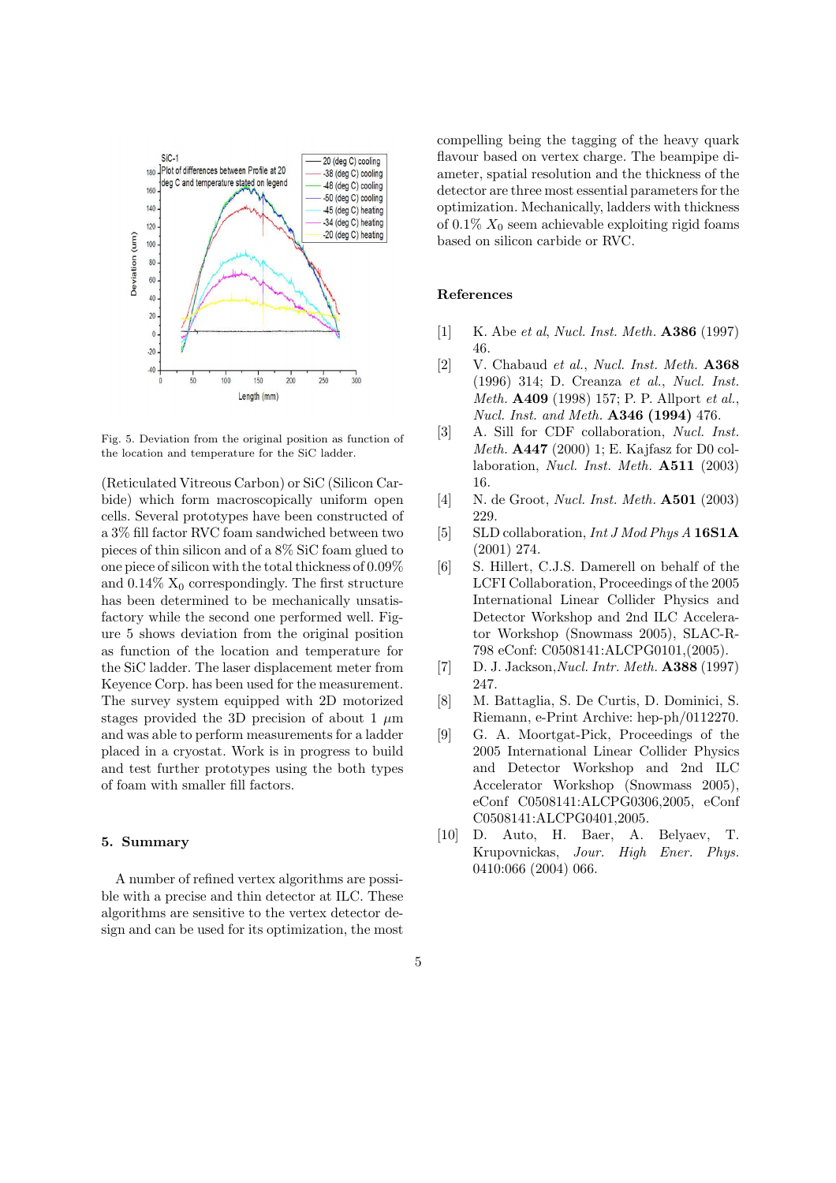SiC-1

Plot of differences between Profile at 20 deg C and temperature stated on legend

20 (deg C) cooling
-38 (deg C) cooling
-48 (deg C) cooling
-50 (deg C) cooling
-45 (deg C) heating
-34 (deg C) heating
-20 (deg C) heating

Deviation (um)

180
160
140
120
100
80
60
40
20
0
-20
-40

0
50
100
150
200
250
300

Length (mm)

Fig. 5. Deviation from the original position as function of the location and temperature for the SiC ladder.

(Reticulated Vitreous Carbon) or SiC (Silicon Carbide) which form macroscopically uniform open cells. Several prototypes have been constructed of a 3% fill factor RVC foam sandwiched between two pieces of thin silicon and of a 8% SiC foam glued to one piece of silicon with the total thickness of 0.09% and 0.14% $X_0$ correspondingly. The first structure has been determined to be mechanically unsatisfactory while the second one performed well. Figure 5 shows deviation from the original position as function of the location and temperature for the SiC ladder. The laser displacement meter from Keyence Corp. has been used for the measurement. The survey system equipped with 2D motorized stages provided the 3D precision of about 1 $\mu$m and was able to perform measurements for a ladder placed in a cryostat. Work is in progress to build and test further prototypes using the both types of foam with smaller fill factors.

## 5. Summary

A number of refined vertex algorithms are possible with a precise and thin detector at ILC. These algorithms are sensitive to the vertex detector design and can be used for its optimization, the most compelling being the tagging of the heavy quark flavour based on vertex charge. The beampipe diameter, spatial resolution and the thickness of the detector are three most essential parameters for the optimization. Mechanically, ladders with thickness of 0.1% $X_0$ seem achievable exploiting rigid foams based on silicon carbide or RVC.

## References

[1] K. Abe *et al*, *Nucl. Inst. Meth.* **A386** (1997) 46.

[2] V. Chabaud *et al.*, *Nucl. Inst. Meth.* **A368** (1996) 314; D. Creanza *et al.*, *Nucl. Inst. Meth.* **A409** (1998) 157; P. P. Allport *et al.*, *Nucl. Inst. and Meth.* **A346 (1994)** 476.

[3] A. Sill for CDF collaboration, *Nucl. Inst. Meth.* **A447** (2000) 1; E. Kajfasz for D0 collaboration, *Nucl. Inst. Meth.* **A511** (2003) 16.

[4] N. de Groot, *Nucl. Inst. Meth.* **A501** (2003) 229.

[5] SLD collaboration, *Int J Mod Phys A* **16S1A** (2001) 274.

[6] S. Hillert, C.J.S. Damerell on behalf of the LCFI Collaboration, Proceedings of the 2005 International Linear Collider Physics and Detector Workshop and 2nd ILC Accelerator Workshop (Snowmass 2005), SLAC-R-798 eConf: C0508141:ALCPG0101,(2005).

[7] D. J. Jackson,*Nucl. Intr. Meth.* **A388** (1997) 247.

[8] M. Battaglia, S. De Curtis, D. Dominici, S. Riemann, e-Print Archive: hep-ph/0112270.

[9] G. A. Moortgat-Pick, Proceedings of the 2005 International Linear Collider Physics and Detector Workshop and 2nd ILC Accelerator Workshop (Snowmass 2005), eConf C0508141:ALCPG0306,2005, eConf C0508141:ALCPG0401,2005.

[10] D. Auto, H. Baer, A. Belyaev, T. Krupovnickas, *Jour. High Ener. Phys.* 0410:066 (2004) 066.